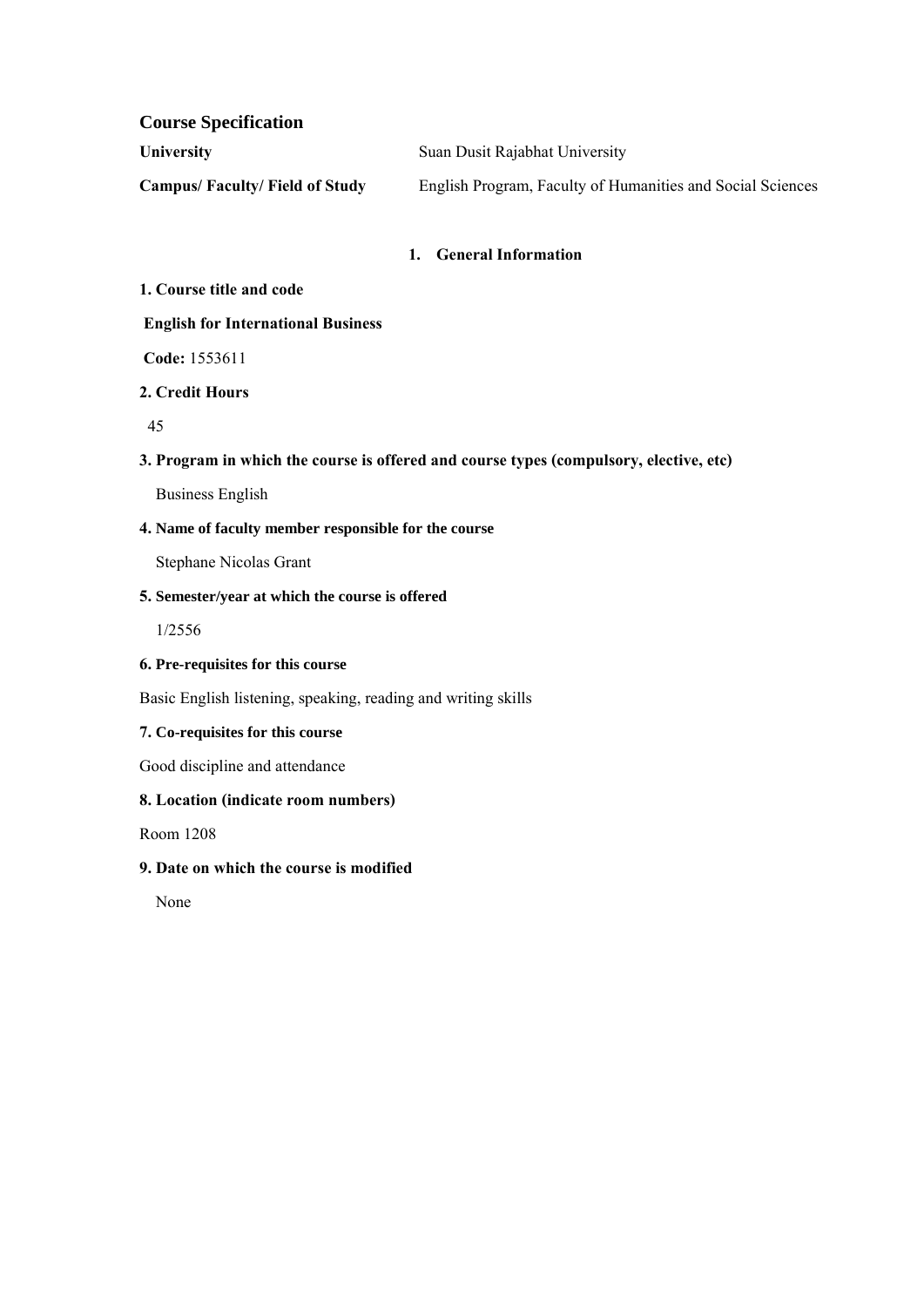# Course Specification

| | |
|---|---|
| **University** | Suan Dusit Rajabhat University |
| **Campus/ Faculty/ Field of Study** | English Program, Faculty of Humanities and Social Sciences |

## 1. General Information

**1. Course title and code**

**English for International Business**

**Code:** 1553611

**2. Credit Hours**

45

**3. Program in which the course is offered and course types (compulsory, elective, etc)**

Business English

**4. Name of faculty member responsible for the course**

Stephane Nicolas Grant

**5. Semester/year at which the course is offered**

1/2556

**6. Pre-requisites for this course**

Basic English listening, speaking, reading and writing skills

**7. Co-requisites for this course**

Good discipline and attendance

**8. Location (indicate room numbers)**

Room 1208

**9. Date on which the course is modified**

None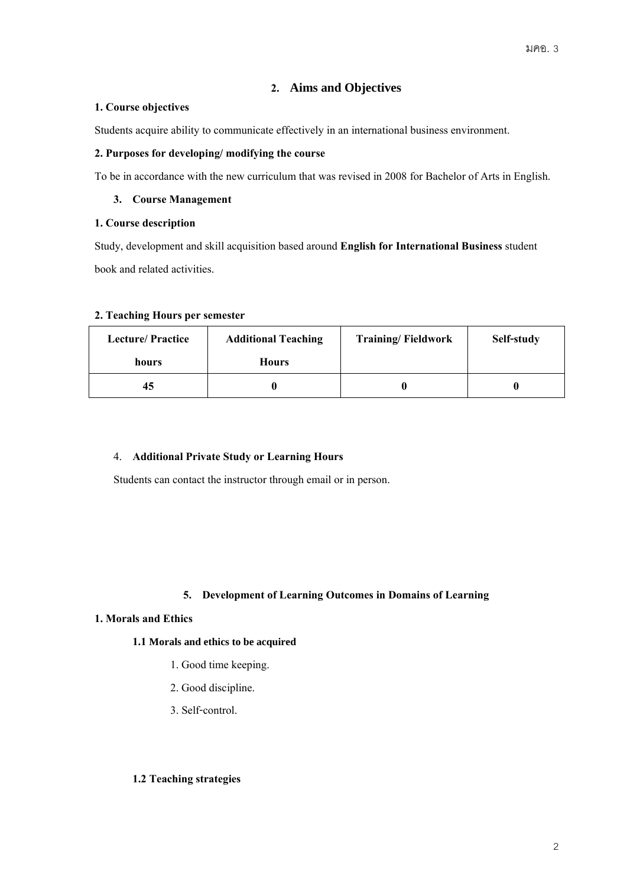## 2. Aims and Objectives

**1. Course objectives**

Students acquire ability to communicate effectively in an international business environment.

**2. Purposes for developing/ modifying the course**

To be in accordance with the new curriculum that was revised in 2008 for Bachelor of Arts in English.

### 3. Course Management

**1. Course description**

Study, development and skill acquisition based around **English for International Business** student book and related activities.

**2. Teaching Hours per semester**

| Lecture/ Practice hours | Additional Teaching Hours | Training/ Fieldwork | Self-study |
|---|---|---|---|
| 45 | 0 | 0 | 0 |

### 4. Additional Private Study or Learning Hours

Students can contact the instructor through email or in person.

### 5. Development of Learning Outcomes in Domains of Learning

**1. Morals and Ethics**

**1.1 Morals and ethics to be acquired**

1. Good time keeping.
2. Good discipline.
3. Self-control.

**1.2 Teaching strategies**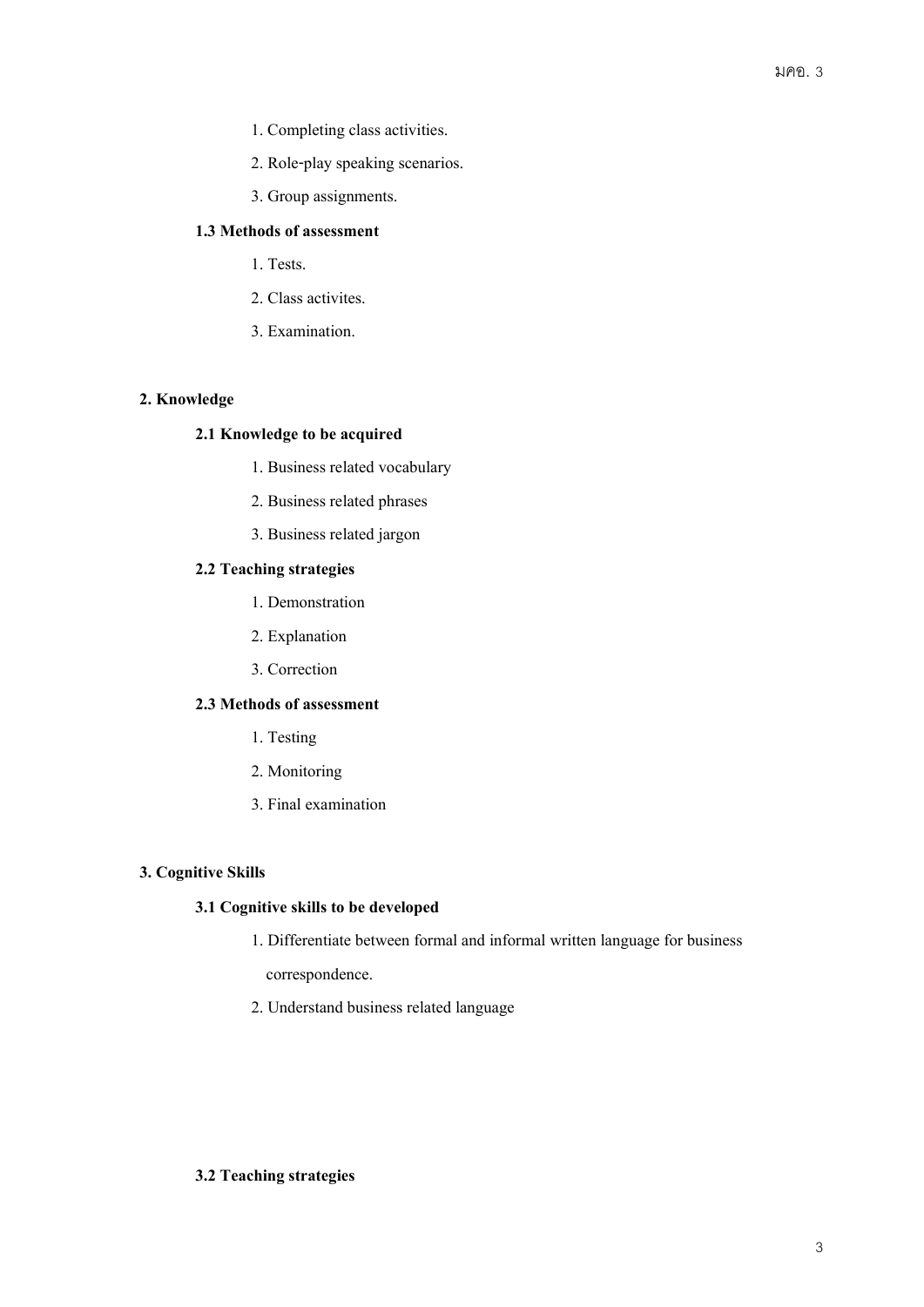1. Completing class activities.
2. Role-play speaking scenarios.
3. Group assignments.

### 1.3 Methods of assessment

1. Tests.
2. Class activites.
3. Examination.

## 2. Knowledge

### 2.1 Knowledge to be acquired

1. Business related vocabulary
2. Business related phrases
3. Business related jargon

### 2.2 Teaching strategies

1. Demonstration
2. Explanation
3. Correction

### 2.3 Methods of assessment

1. Testing
2. Monitoring
3. Final examination

## 3. Cognitive Skills

### 3.1 Cognitive skills to be developed

1. Differentiate between formal and informal written language for business correspondence.
2. Understand business related language

### 3.2 Teaching strategies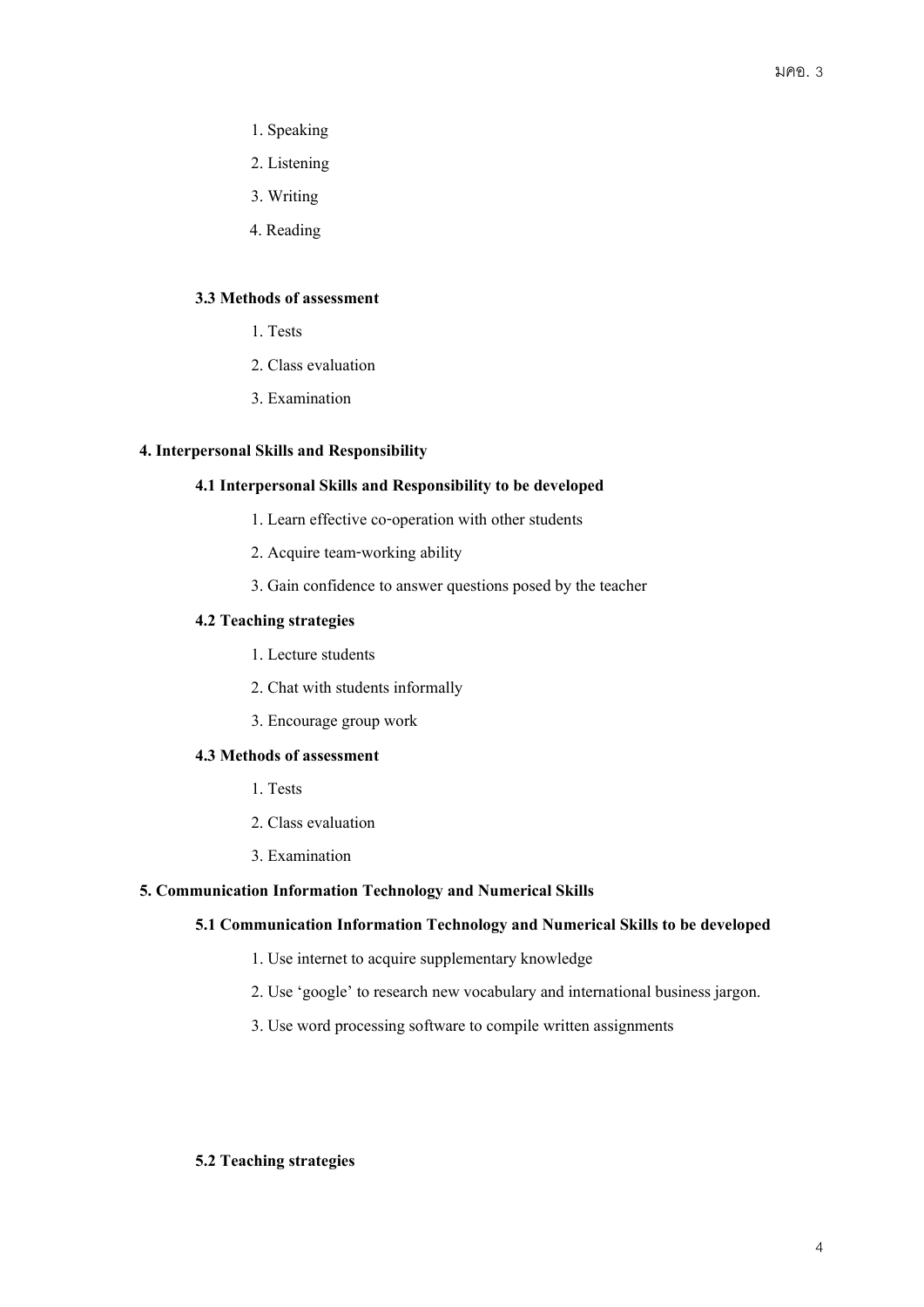1. Speaking
2. Listening
3. Writing
4. Reading

### 3.3 Methods of assessment

1. Tests
2. Class evaluation
3. Examination

## 4. Interpersonal Skills and Responsibility

### 4.1 Interpersonal Skills and Responsibility to be developed

1. Learn effective co-operation with other students
2. Acquire team-working ability
3. Gain confidence to answer questions posed by the teacher

### 4.2 Teaching strategies

1. Lecture students
2. Chat with students informally
3. Encourage group work

### 4.3 Methods of assessment

1. Tests
2. Class evaluation
3. Examination

## 5. Communication Information Technology and Numerical Skills

### 5.1 Communication Information Technology and Numerical Skills to be developed

1. Use internet to acquire supplementary knowledge
2. Use 'google' to research new vocabulary and international business jargon.
3. Use word processing software to compile written assignments

### 5.2 Teaching strategies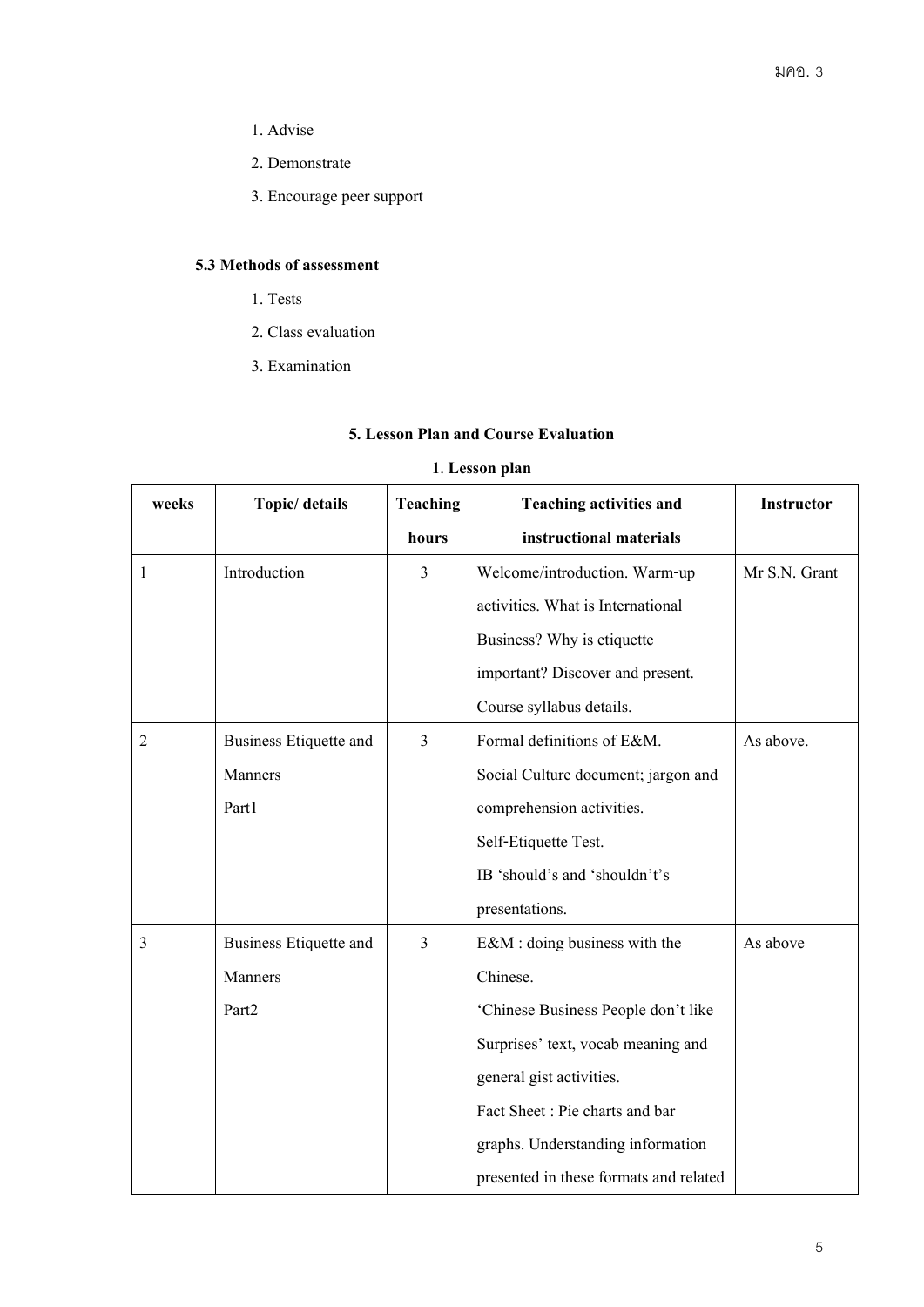1. Advise
2. Demonstrate
3. Encourage peer support

**5.3 Methods of assessment**

1. Tests
2. Class evaluation
3. Examination

## 5. Lesson Plan and Course Evaluation

### 1. Lesson plan

| weeks | Topic/ details | Teaching hours | Teaching activities and instructional materials | Instructor |
|---|---|---|---|---|
| 1 | Introduction | 3 | Welcome/introduction. Warm-up activities. What is International Business? Why is etiquette important? Discover and present. Course syllabus details. | Mr S.N. Grant |
| 2 | Business Etiquette and Manners Part1 | 3 | Formal definitions of E&M. Social Culture document; jargon and comprehension activities. Self-Etiquette Test. IB 'should's and 'shouldn't's presentations. | As above. |
| 3 | Business Etiquette and Manners Part2 | 3 | E&M : doing business with the Chinese. 'Chinese Business People don't like Surprises' text, vocab meaning and general gist activities. Fact Sheet : Pie charts and bar graphs. Understanding information presented in these formats and related | As above |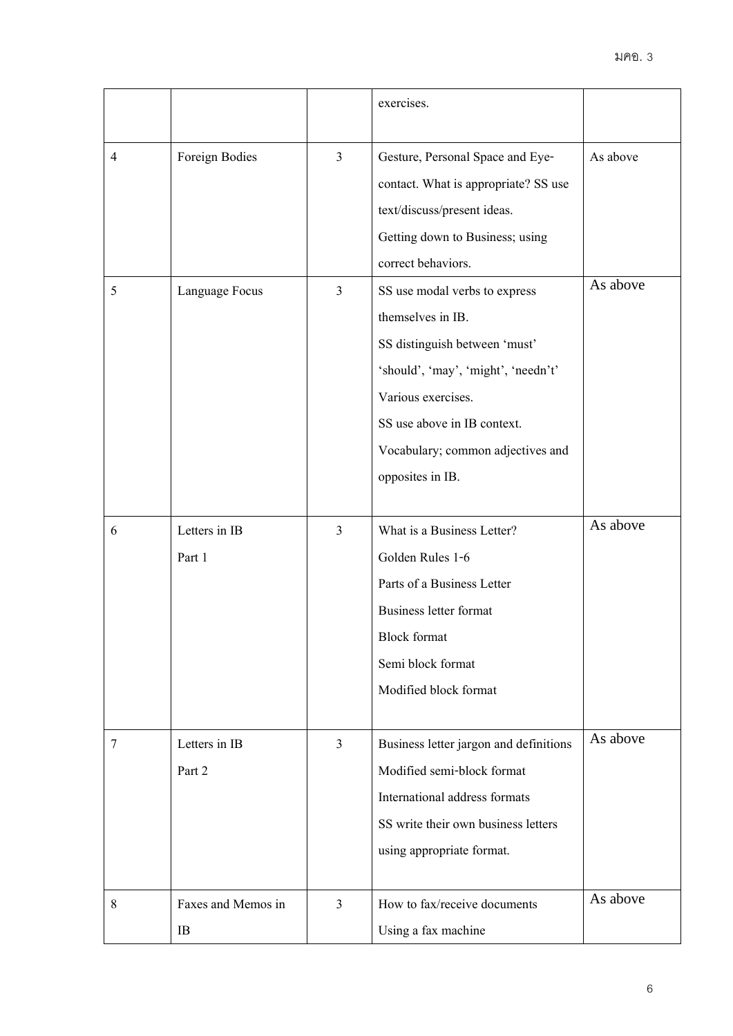|  |  |  | exercises. |  |
|---|---|---|---|---|
| 4 | Foreign Bodies | 3 | Gesture, Personal Space and Eye-contact. What is appropriate? SS use text/discuss/present ideas.<br>Getting down to Business; using correct behaviors. | As above |
| 5 | Language Focus | 3 | SS use modal verbs to express themselves in IB.<br>SS distinguish between 'must' 'should', 'may', 'might', 'needn't'<br>Various exercises.<br>SS use above in IB context.<br>Vocabulary; common adjectives and opposites in IB. | As above |
| 6 | Letters in IB<br>Part 1 | 3 | What is a Business Letter?<br>Golden Rules 1-6<br>Parts of a Business Letter<br>Business letter format<br>Block format<br>Semi block format<br>Modified block format | As above |
| 7 | Letters in IB<br>Part 2 | 3 | Business letter jargon and definitions<br>Modified semi-block format<br>International address formats<br>SS write their own business letters using appropriate format. | As above |
| 8 | Faxes and Memos in IB | 3 | How to fax/receive documents<br>Using a fax machine | As above |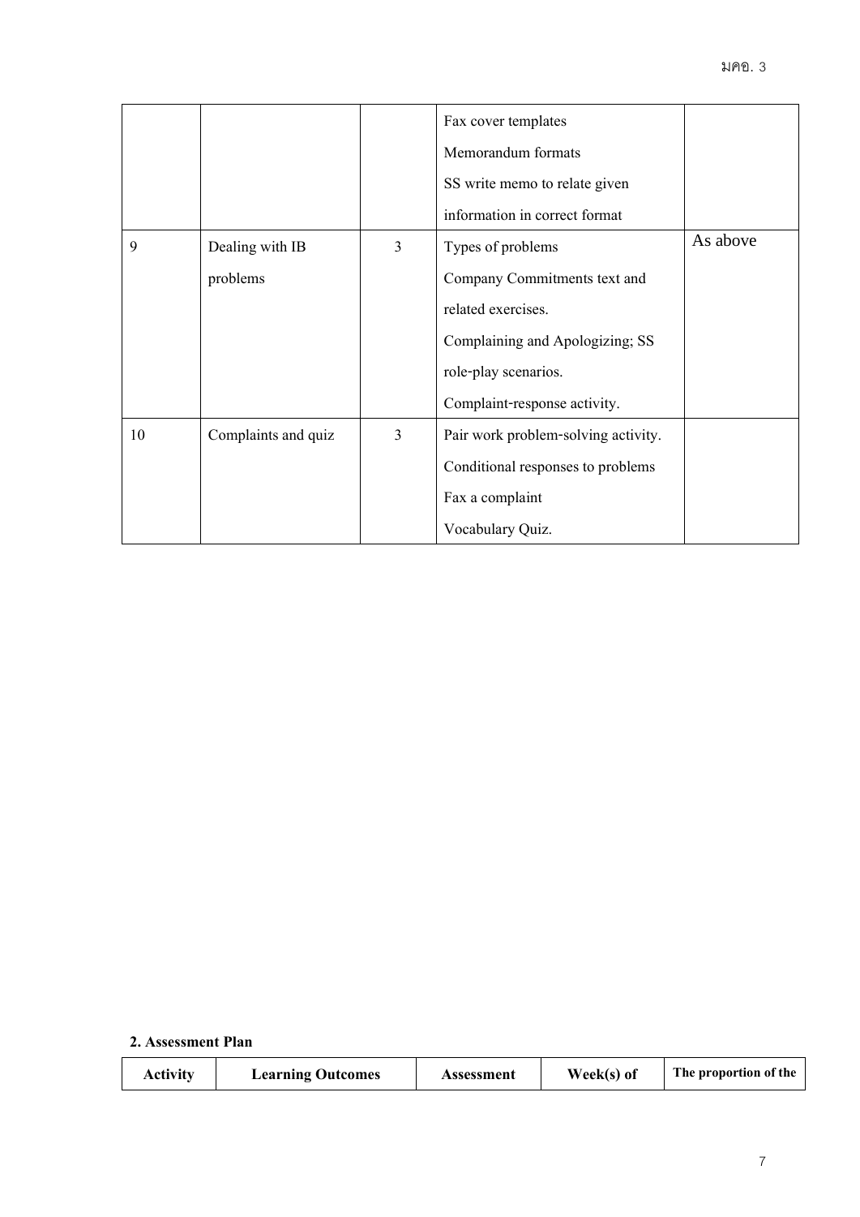| | | | | |
|---|---|---|---|---|
| | | | Fax cover templates<br>Memorandum formats<br>SS write memo to relate given information in correct format | |
| 9 | Dealing with IB problems | 3 | Types of problems<br>Company Commitments text and related exercises.<br>Complaining and Apologizing; SS role-play scenarios.<br>Complaint-response activity. | As above |
| 10 | Complaints and quiz | 3 | Pair work problem-solving activity.<br>Conditional responses to problems<br>Fax a complaint<br>Vocabulary Quiz. | |

**2. Assessment Plan**

| Activity | Learning Outcomes | Assessment | Week(s) of | The proportion of the |
|---|---|---|---|---|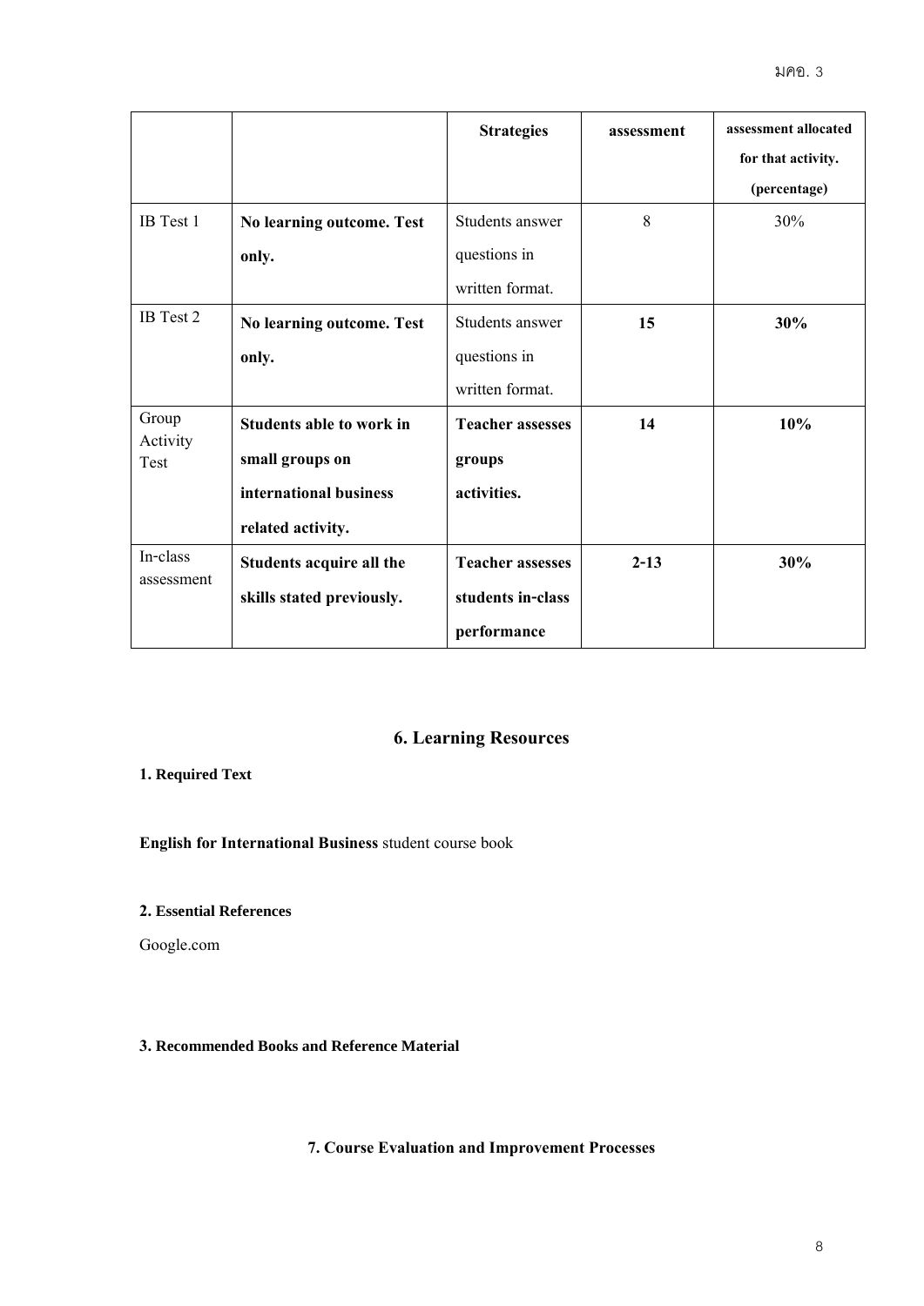| | | Strategies | assessment | assessment allocated for that activity. (percentage) |
|---|---|---|---|---|
| IB Test 1 | **No learning outcome. Test only.** | Students answer questions in written format. | 8 | 30% |
| IB Test 2 | **No learning outcome. Test only.** | Students answer questions in written format. | **15** | **30%** |
| Group Activity Test | **Students able to work in small groups on international business related activity.** | **Teacher assesses groups activities.** | **14** | **10%** |
| In-class assessment | **Students acquire all the skills stated previously.** | **Teacher assesses students in-class performance** | **2-13** | **30%** |

## 6. Learning Resources

**1. Required Text**

**English for International Business** student course book

**2. Essential References**

Google.com

**3. Recommended Books and Reference Material**

## 7. Course Evaluation and Improvement Processes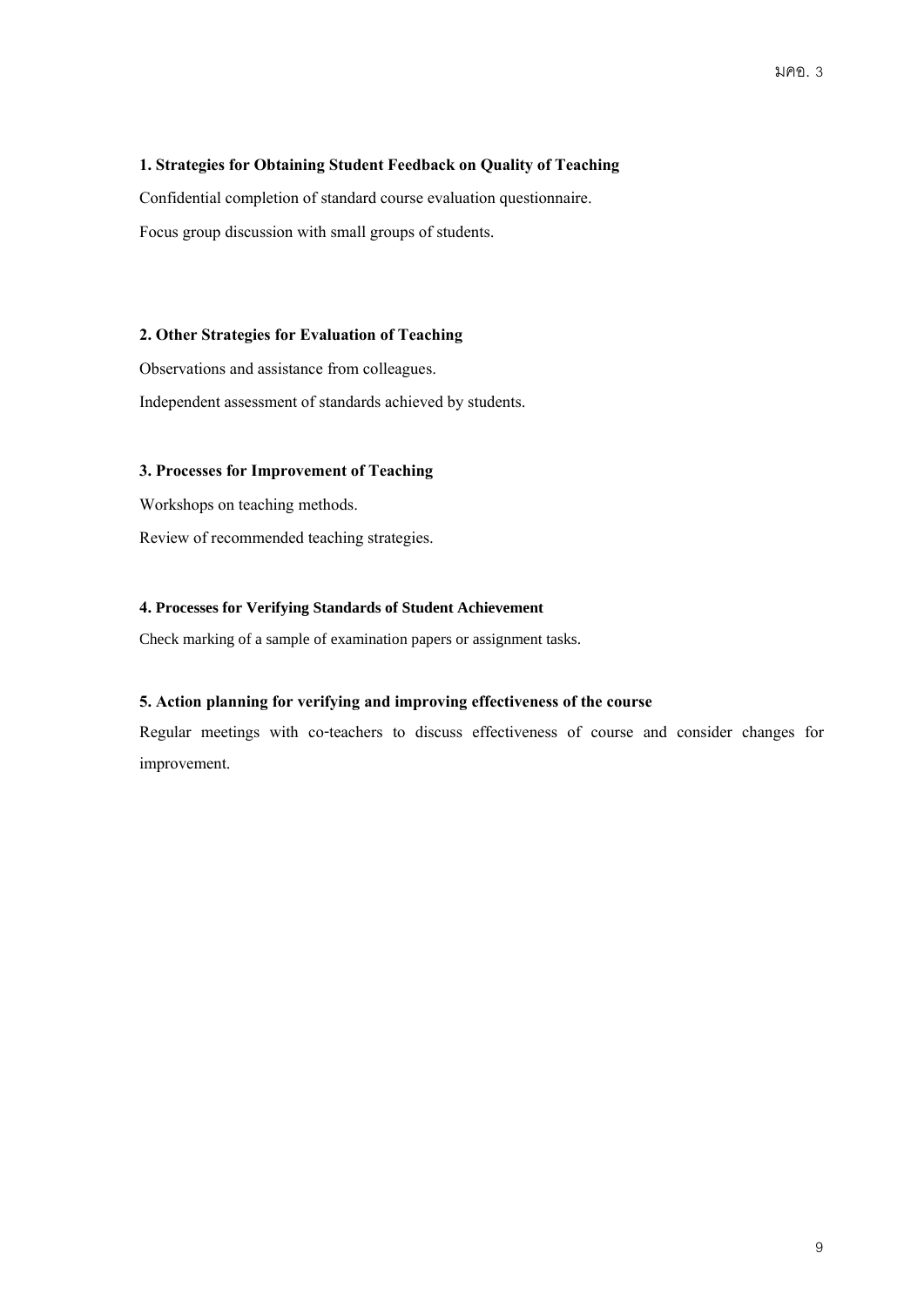**1. Strategies for Obtaining Student Feedback on Quality of Teaching**

Confidential completion of standard course evaluation questionnaire.

Focus group discussion with small groups of students.

**2. Other Strategies for Evaluation of Teaching**

Observations and assistance from colleagues.

Independent assessment of standards achieved by students.

**3. Processes for Improvement of Teaching**

Workshops on teaching methods.

Review of recommended teaching strategies.

**4. Processes for Verifying Standards of Student Achievement**

Check marking of a sample of examination papers or assignment tasks.

**5. Action planning for verifying and improving effectiveness of the course**

Regular meetings with co-teachers to discuss effectiveness of course and consider changes for improvement.